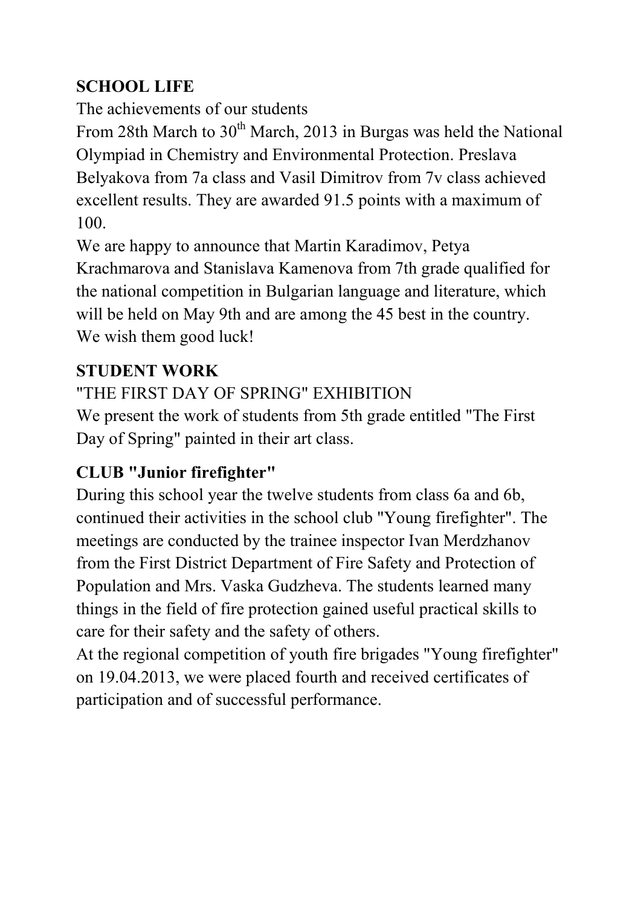## SCHOOL LIFE

The achievements of our students

From 28th March to 30th March, 2013 in Burgas was held the National Olympiad in Chemistry and Environmental Protection. Preslava Belyakova from 7a class and Vasil Dimitrov from 7v class achieved excellent results. They are awarded 91.5 points with a maximum of 100.

We are happy to announce that Martin Karadimov, Petya Krachmarova and Stanislava Kamenova from 7th grade qualified for the national competition in Bulgarian language and literature, which will be held on May 9th and are among the 45 best in the country. We wish them good luck!

## STUDENT WORK

"THE FIRST DAY OF SPRING" EXHIBITION

We present the work of students from 5th grade entitled "The First Day of Spring" painted in their art class.

## CLUB "Junior firefighter"

During this school year the twelve students from class 6a and 6b, continued their activities in the school club "Young firefighter". The meetings are conducted by the trainee inspector Ivan Merdzhanov from the First District Department of Fire Safety and Protection of Population and Mrs. Vaska Gudzheva. The students learned many things in the field of fire protection gained useful practical skills to care for their safety and the safety of others.

At the regional competition of youth fire brigades "Young firefighter" on 19.04.2013, we were placed fourth and received certificates of participation and of successful performance.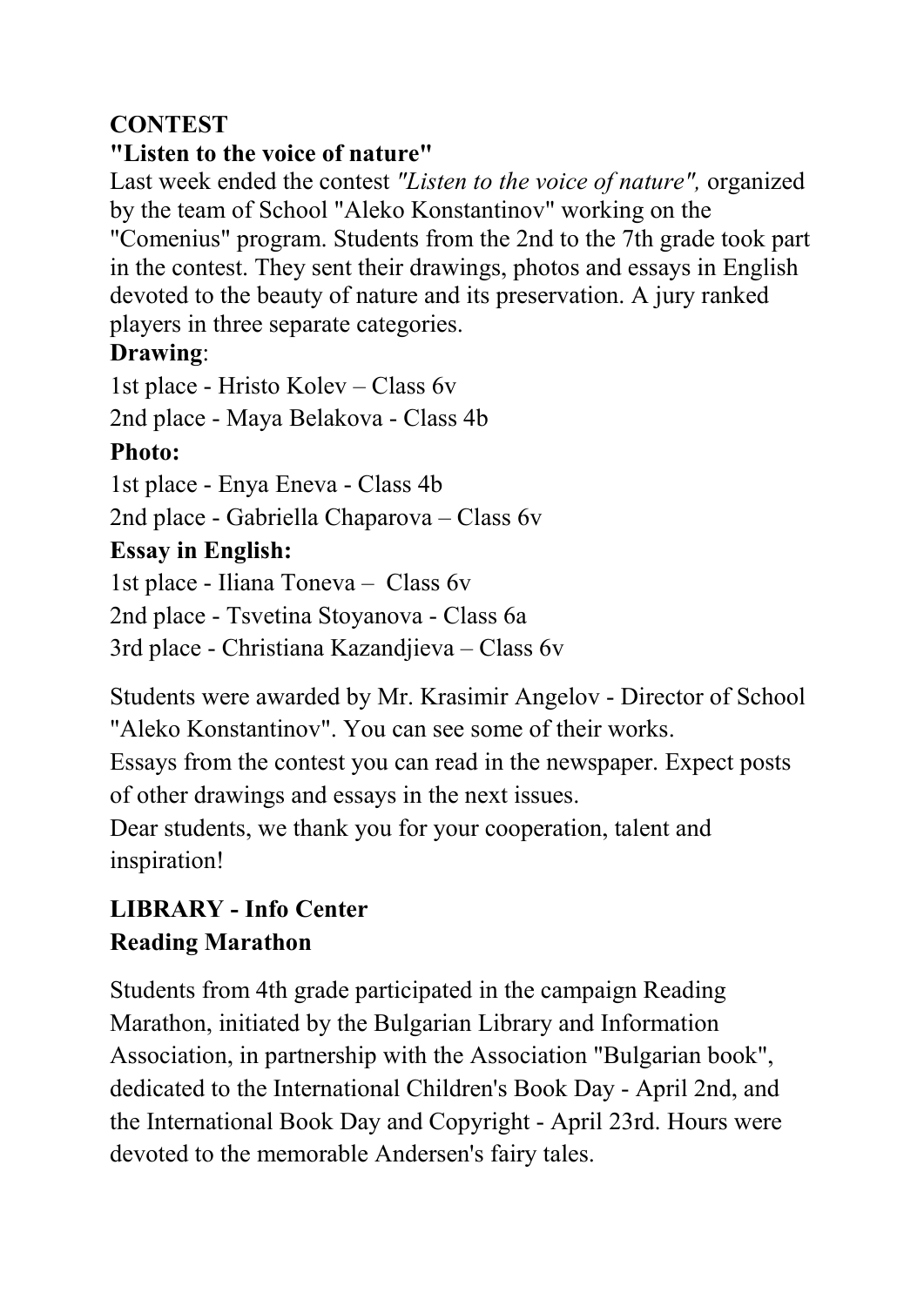## CONTEST

### "Listen to the voice of nature"

Last week ended the contest *"Listen to the voice of nature",* organized by the team of School "Aleko Konstantinov" working on the "Comenius" program. Students from the 2nd to the 7th grade took part in the contest. They sent their drawings, photos and essays in English devoted to the beauty of nature and its preservation. A jury ranked players in three separate categories.

**Drawing**:

1st place - Hristo Kolev – Class 6v

2nd place - Maya Belakova - Class 4b

**Photo:**

1st place - Enya Eneva - Class 4b

2nd place - Gabriella Chaparova – Class 6v

**Essay in English:**

1st place - Iliana Toneva – Class 6v

2nd place - Tsvetina Stoyanova - Class 6a

3rd place - Christiana Kazandjieva – Class 6v

Students were awarded by Mr. Krasimir Angelov - Director of School "Aleko Konstantinov". You can see some of their works.

Essays from the contest you can read in the newspaper. Expect posts of other drawings and essays in the next issues.

Dear students, we thank you for your cooperation, talent and inspiration!

## LIBRARY - Info Center

### Reading Marathon

Students from 4th grade participated in the campaign Reading Marathon, initiated by the Bulgarian Library and Information Association, in partnership with the Association "Bulgarian book", dedicated to the International Children's Book Day - April 2nd, and the International Book Day and Copyright - April 23rd. Hours were devoted to the memorable Andersen's fairy tales.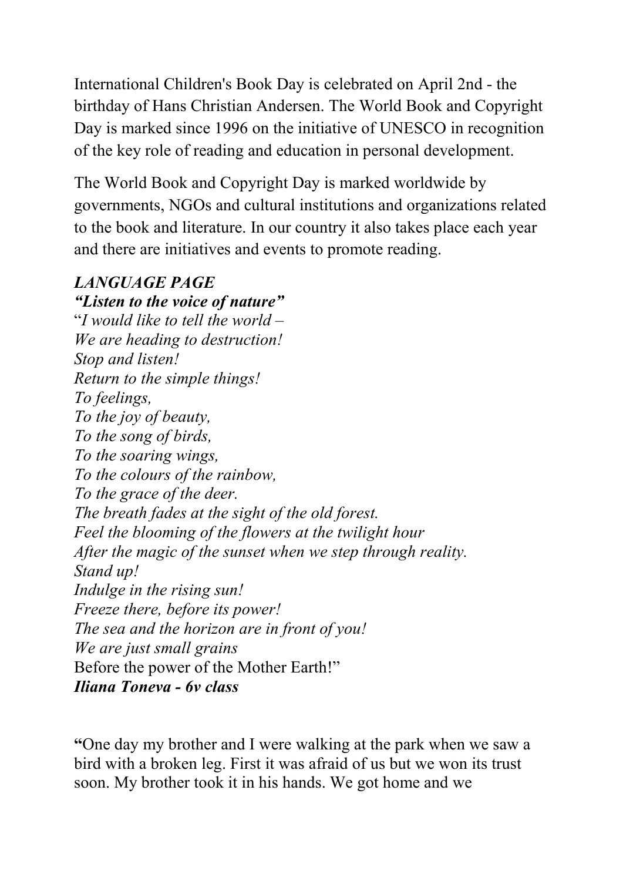International Children's Book Day is celebrated on April 2nd - the birthday of Hans Christian Andersen. The World Book and Copyright Day is marked since 1996 on the initiative of UNESCO in recognition of the key role of reading and education in personal development.

The World Book and Copyright Day is marked worldwide by governments, NGOs and cultural institutions and organizations related to the book and literature. In our country it also takes place each year and there are initiatives and events to promote reading.

***LANGUAGE PAGE***

***"Listen to the voice of nature"***

"*I would like to tell the world –*
*We are heading to destruction!*
*Stop and listen!*
*Return to the simple things!*
*To feelings,*
*To the joy of beauty,*
*To the song of birds,*
*To the soaring wings,*
*To the colours of the rainbow,*
*To the grace of the deer.*
*The breath fades at the sight of the old forest.*
*Feel the blooming of the flowers at the twilight hour*
*After the magic of the sunset when we step through reality.*
*Stand up!*
*Indulge in the rising sun!*
*Freeze there, before its power!*
*The sea and the horizon are in front of you!*
*We are just small grains*
Before the power of the Mother Earth!"

***Iliana Toneva - 6v class***

**"**One day my brother and I were walking at the park when we saw a bird with a broken leg. First it was afraid of us but we won its trust soon. My brother took it in his hands. We got home and we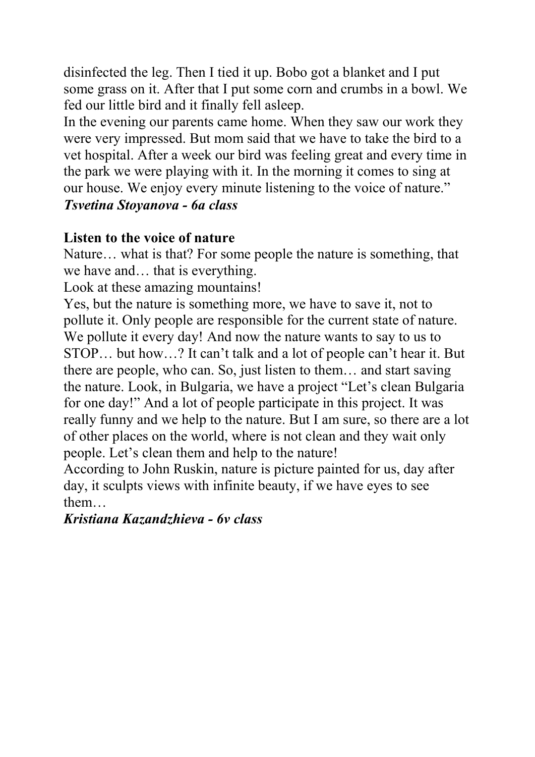disinfected the leg. Then I tied it up. Bobo got a blanket and I put some grass on it. After that I put some corn and crumbs in a bowl. We fed our little bird and it finally fell asleep.

In the evening our parents came home. When they saw our work they were very impressed. But mom said that we have to take the bird to a vet hospital. After a week our bird was feeling great and every time in the park we were playing with it. In the morning it comes to sing at our house. We enjoy every minute listening to the voice of nature."

***Tsvetina Stoyanova - 6a class***

**Listen to the voice of nature**

Nature… what is that? For some people the nature is something, that we have and… that is everything.

Look at these amazing mountains!

Yes, but the nature is something more, we have to save it, not to pollute it. Only people are responsible for the current state of nature. We pollute it every day! And now the nature wants to say to us to STOP… but how…? It can't talk and a lot of people can't hear it. But there are people, who can. So, just listen to them… and start saving the nature. Look, in Bulgaria, we have a project "Let's clean Bulgaria for one day!" And a lot of people participate in this project. It was really funny and we help to the nature. But I am sure, so there are a lot of other places on the world, where is not clean and they wait only people. Let's clean them and help to the nature!

According to John Ruskin, nature is picture painted for us, day after day, it sculpts views with infinite beauty, if we have eyes to see them…

***Kristiana Kazandzhieva - 6v class***